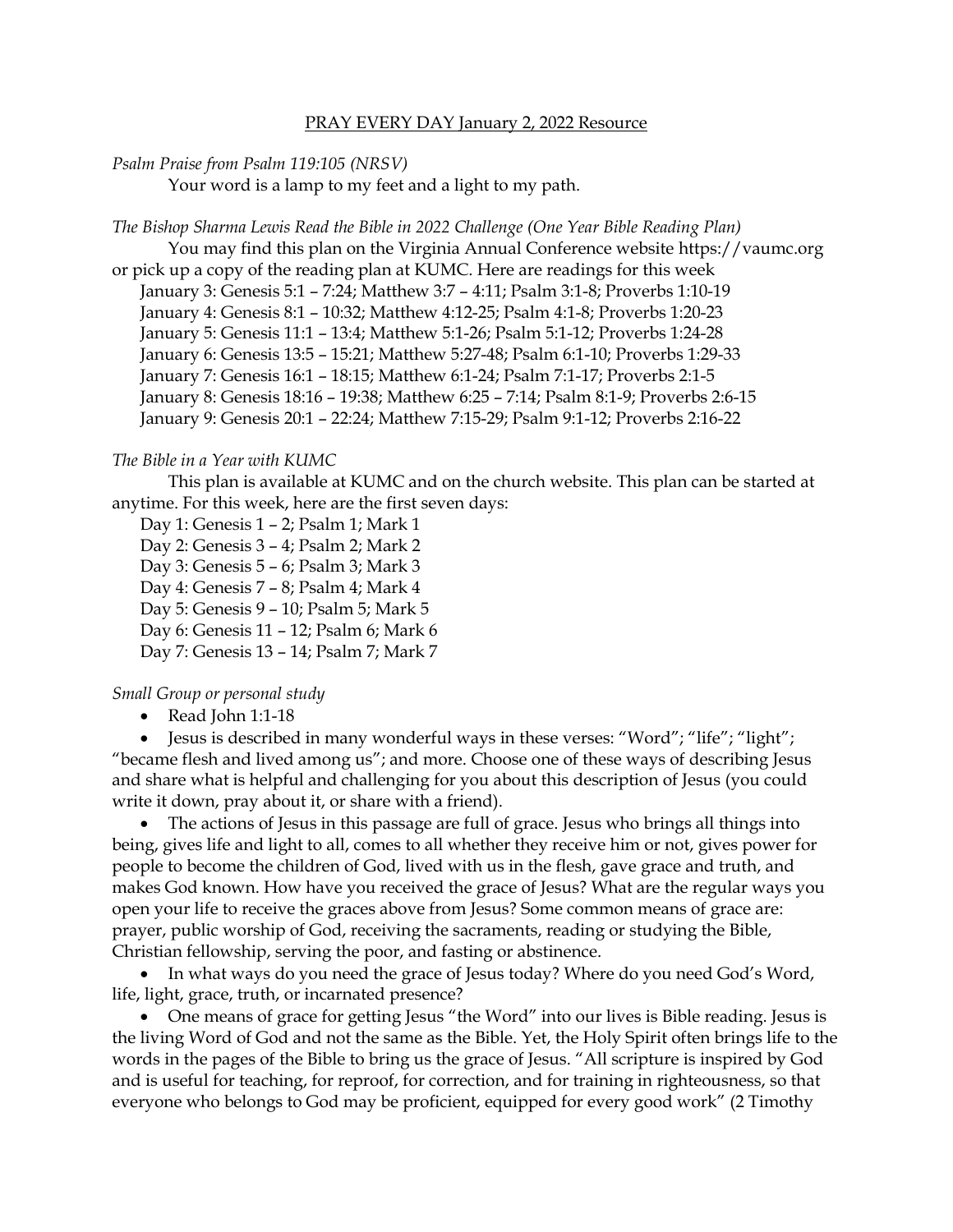# PRAY EVERY DAY January 2, 2022 Resource

*Psalm Praise from Psalm 119:105 (NRSV)*

Your word is a lamp to my feet and a light to my path.

*The Bishop Sharma Lewis Read the Bible in 2022 Challenge (One Year Bible Reading Plan)*

You may find this plan on the Virginia Annual Conference website https://vaumc.org or pick up a copy of the reading plan at KUMC. Here are readings for this week

January 3: Genesis 5:1 – 7:24; Matthew 3:7 – 4:11; Psalm 3:1-8; Proverbs 1:10-19
January 4: Genesis 8:1 – 10:32; Matthew 4:12-25; Psalm 4:1-8; Proverbs 1:20-23
January 5: Genesis 11:1 – 13:4; Matthew 5:1-26; Psalm 5:1-12; Proverbs 1:24-28
January 6: Genesis 13:5 – 15:21; Matthew 5:27-48; Psalm 6:1-10; Proverbs 1:29-33
January 7: Genesis 16:1 – 18:15; Matthew 6:1-24; Psalm 7:1-17; Proverbs 2:1-5
January 8: Genesis 18:16 – 19:38; Matthew 6:25 – 7:14; Psalm 8:1-9; Proverbs 2:6-15
January 9: Genesis 20:1 – 22:24; Matthew 7:15-29; Psalm 9:1-12; Proverbs 2:16-22

*The Bible in a Year with KUMC*

This plan is available at KUMC and on the church website. This plan can be started at anytime. For this week, here are the first seven days:

Day 1: Genesis 1 – 2; Psalm 1; Mark 1
Day 2: Genesis 3 – 4; Psalm 2; Mark 2
Day 3: Genesis 5 – 6; Psalm 3; Mark 3
Day 4: Genesis 7 – 8; Psalm 4; Mark 4
Day 5: Genesis 9 – 10; Psalm 5; Mark 5
Day 6: Genesis 11 – 12; Psalm 6; Mark 6
Day 7: Genesis 13 – 14; Psalm 7; Mark 7

*Small Group or personal study*

- Read John 1:1-18
- Jesus is described in many wonderful ways in these verses: "Word"; "life"; "light"; "became flesh and lived among us"; and more. Choose one of these ways of describing Jesus and share what is helpful and challenging for you about this description of Jesus (you could write it down, pray about it, or share with a friend).
- The actions of Jesus in this passage are full of grace. Jesus who brings all things into being, gives life and light to all, comes to all whether they receive him or not, gives power for people to become the children of God, lived with us in the flesh, gave grace and truth, and makes God known. How have you received the grace of Jesus? What are the regular ways you open your life to receive the graces above from Jesus? Some common means of grace are: prayer, public worship of God, receiving the sacraments, reading or studying the Bible, Christian fellowship, serving the poor, and fasting or abstinence.
- In what ways do you need the grace of Jesus today? Where do you need God's Word, life, light, grace, truth, or incarnated presence?
- One means of grace for getting Jesus "the Word" into our lives is Bible reading. Jesus is the living Word of God and not the same as the Bible. Yet, the Holy Spirit often brings life to the words in the pages of the Bible to bring us the grace of Jesus. "All scripture is inspired by God and is useful for teaching, for reproof, for correction, and for training in righteousness, so that everyone who belongs to God may be proficient, equipped for every good work" (2 Timothy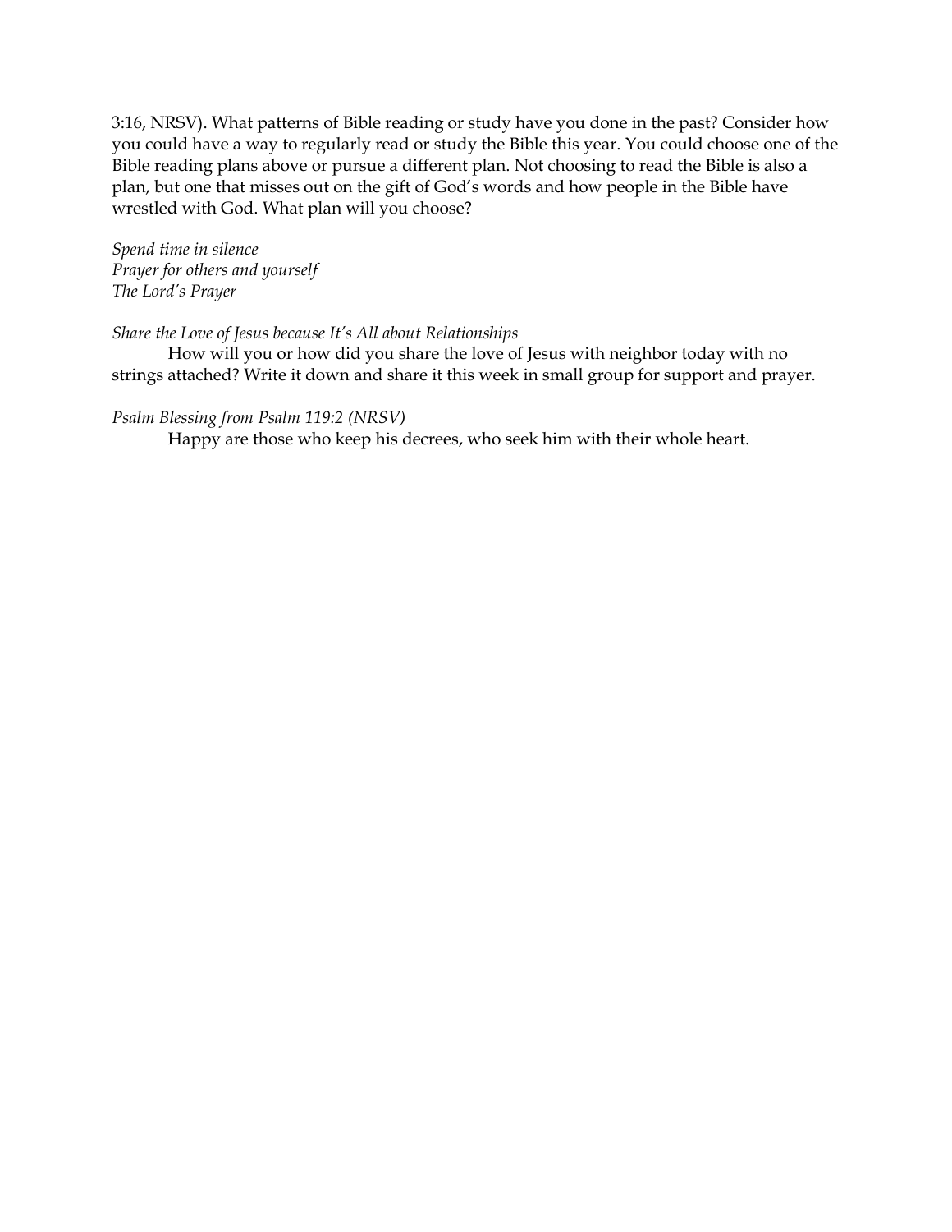3:16, NRSV). What patterns of Bible reading or study have you done in the past? Consider how you could have a way to regularly read or study the Bible this year. You could choose one of the Bible reading plans above or pursue a different plan. Not choosing to read the Bible is also a plan, but one that misses out on the gift of God's words and how people in the Bible have wrestled with God. What plan will you choose?

*Spend time in silence*
*Prayer for others and yourself*
*The Lord's Prayer*

*Share the Love of Jesus because It's All about Relationships*

How will you or how did you share the love of Jesus with neighbor today with no strings attached? Write it down and share it this week in small group for support and prayer.

*Psalm Blessing from Psalm 119:2 (NRSV)*

Happy are those who keep his decrees, who seek him with their whole heart.